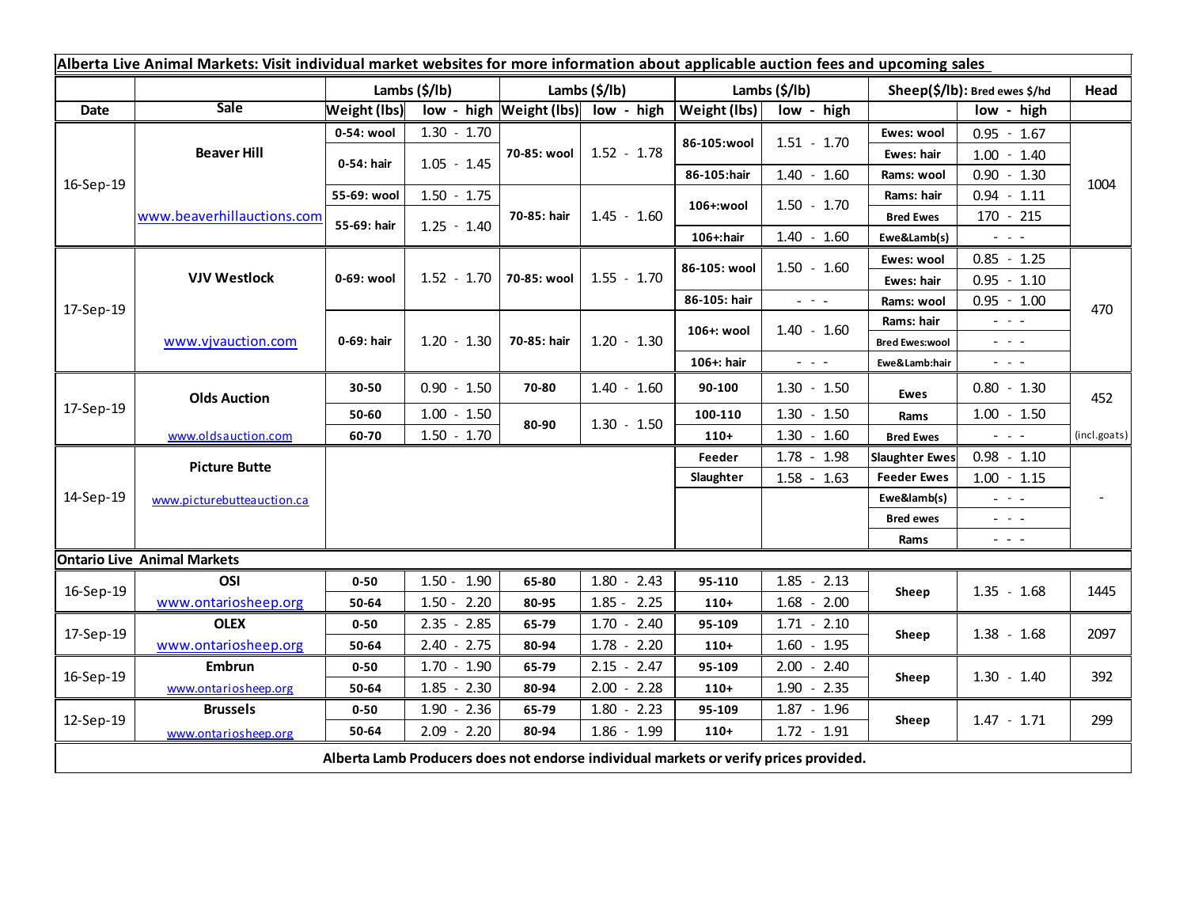**Alberta Live Animal Markets: Visit individual market websites for more information about applicable auction fees and upcoming sales**

| Date | Sale | Lambs ($/lb) | | Lambs ($/lb) | | Lambs ($/lb) | | Sheep($/lb): Bred ewes $/hd | | Head |
|---|---|---|---|---|---|---|---|---|---|---|
| | | Weight (lbs) | low - high | Weight (lbs) | low - high | Weight (lbs) | low - high | | low - high | |
| 16-Sep-19 | Beaver Hill | 0-54: wool | 1.30 - 1.70 | 70-85: wool | 1.52 - 1.78 | 86-105:wool | 1.51 - 1.70 | Ewes: wool | 0.95 - 1.67 | 1004 |
| | | 0-54: hair | 1.05 - 1.45 | | | | | Ewes: hair | 1.00 - 1.40 | |
| | | | | | | 86-105:hair | 1.40 - 1.60 | Rams: wool | 0.90 - 1.30 | |
| | | 55-69: wool | 1.50 - 1.75 | 70-85: hair | 1.45 - 1.60 | 106+:wool | 1.50 - 1.70 | Rams: hair | 0.94 - 1.11 | |
| | www.beaverhillauctions.com | 55-69: hair | 1.25 - 1.40 | | | | | Bred Ewes | 170 - 215 | |
| | | | | | | 106+:hair | 1.40 - 1.60 | Ewe&Lamb(s) | - - - | |
| 17-Sep-19 | VJV Westlock | 0-69: wool | 1.52 - 1.70 | 70-85: wool | 1.55 - 1.70 | 86-105: wool | 1.50 - 1.60 | Ewes: wool | 0.85 - 1.25 | 470 |
| | | | | | | | | Ewes: hair | 0.95 - 1.10 | |
| | | | | | | 86-105: hair | - - - | Rams: wool | 0.95 - 1.00 | |
| | www.vjvauction.com | 0-69: hair | 1.20 - 1.30 | 70-85: hair | 1.20 - 1.30 | 106+: wool | 1.40 - 1.60 | Rams: hair | - - - | |
| | | | | | | | | Bred Ewes:wool | - - - | |
| | | | | | | 106+: hair | - - - | Ewe&Lamb:hair | - - - | |
| 17-Sep-19 | Olds Auction | 30-50 | 0.90 - 1.50 | 70-80 | 1.40 - 1.60 | 90-100 | 1.30 - 1.50 | Ewes | 0.80 - 1.30 | 452 |
| | | 50-60 | 1.00 - 1.50 | 80-90 | 1.30 - 1.50 | 100-110 | 1.30 - 1.50 | Rams | 1.00 - 1.50 | |
| | www.oldsauction.com | 60-70 | 1.50 - 1.70 | | | 110+ | 1.30 - 1.60 | Bred Ewes | - - - | (incl.goats) |
| 14-Sep-19 | Picture Butte | | | | | Feeder | 1.78 - 1.98 | Slaughter Ewes | 0.98 - 1.10 | - |
| | www.picturebutteauction.ca | | | | | Slaughter | 1.58 - 1.63 | Feeder Ewes | 1.00 - 1.15 | |
| | | | | | | | | Ewe&lamb(s) | - - - | |
| | | | | | | | | Bred ewes | - - - | |
| | | | | | | | | Rams | - - - | |
| **Ontario Live Animal Markets** | | | | | | | | | | |
| 16-Sep-19 | OSI | 0-50 | 1.50 - 1.90 | 65-80 | 1.80 - 2.43 | 95-110 | 1.85 - 2.13 | Sheep | 1.35 - 1.68 | 1445 |
| | www.ontariosheep.org | 50-64 | 1.50 - 2.20 | 80-95 | 1.85 - 2.25 | 110+ | 1.68 - 2.00 | | | |
| 17-Sep-19 | OLEX | 0-50 | 2.35 - 2.85 | 65-79 | 1.70 - 2.40 | 95-109 | 1.71 - 2.10 | Sheep | 1.38 - 1.68 | 2097 |
| | www.ontariosheep.org | 50-64 | 2.40 - 2.75 | 80-94 | 1.78 - 2.20 | 110+ | 1.60 - 1.95 | | | |
| 16-Sep-19 | Embrun | 0-50 | 1.70 - 1.90 | 65-79 | 2.15 - 2.47 | 95-109 | 2.00 - 2.40 | Sheep | 1.30 - 1.40 | 392 |
| | www.ontariosheep.org | 50-64 | 1.85 - 2.30 | 80-94 | 2.00 - 2.28 | 110+ | 1.90 - 2.35 | | | |
| 12-Sep-19 | Brussels | 0-50 | 1.90 - 2.36 | 65-79 | 1.80 - 2.23 | 95-109 | 1.87 - 1.96 | Sheep | 1.47 - 1.71 | 299 |
| | www.ontariosheep.org | 50-64 | 2.09 - 2.20 | 80-94 | 1.86 - 1.99 | 110+ | 1.72 - 1.91 | | | |

**Alberta Lamb Producers does not endorse individual markets or verify prices provided.**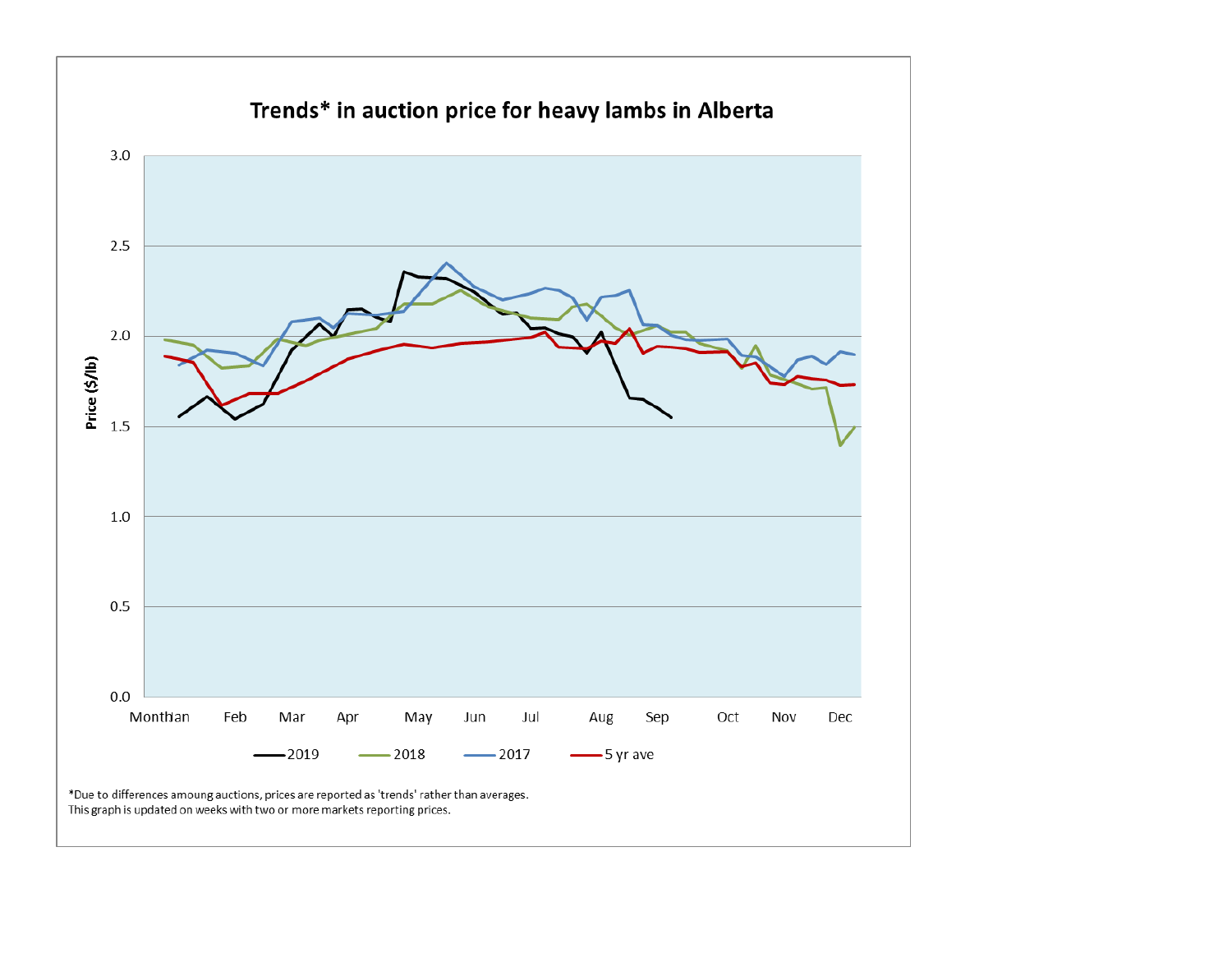## Trends* in auction price for heavy lambs in Alberta

3.0
2.5
2.0
1.5
1.0
0.5
0.0

Price ($/lb)

Month Jan Feb Mar Apr May Jun Jul Aug Sep Oct Nov Dec

2019 2018 2017 5 yr ave

*Due to differences amoung auctions, prices are reported as 'trends' rather than averages.
This graph is updated on weeks with two or more markets reporting prices.